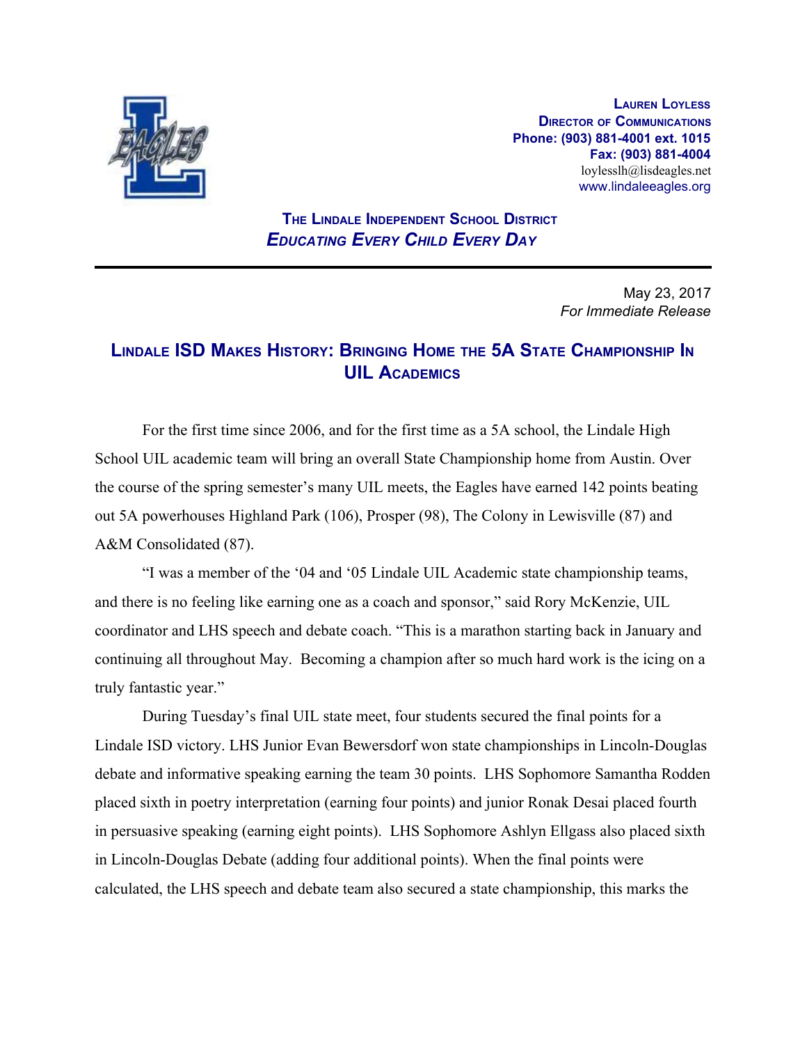**Lauren Loyless**
**Director of Communications**
**Phone: (903) 881-4001 ext. 1015**
**Fax: (903) 881-4004**
loylesslh@lisdeagles.net
www.lindaleeagles.org

**The Lindale Independent School District**
***Educating Every Child Every Day***

---

May 23, 2017
*For Immediate Release*

# Lindale ISD Makes History: Bringing Home the 5A State Championship In UIL Academics

For the first time since 2006, and for the first time as a 5A school, the Lindale High School UIL academic team will bring an overall State Championship home from Austin. Over the course of the spring semester's many UIL meets, the Eagles have earned 142 points beating out 5A powerhouses Highland Park (106), Prosper (98), The Colony in Lewisville (87) and A&M Consolidated (87).

"I was a member of the '04 and '05 Lindale UIL Academic state championship teams, and there is no feeling like earning one as a coach and sponsor," said Rory McKenzie, UIL coordinator and LHS speech and debate coach. "This is a marathon starting back in January and continuing all throughout May. Becoming a champion after so much hard work is the icing on a truly fantastic year."

During Tuesday's final UIL state meet, four students secured the final points for a Lindale ISD victory. LHS Junior Evan Bewersdorf won state championships in Lincoln-Douglas debate and informative speaking earning the team 30 points. LHS Sophomore Samantha Rodden placed sixth in poetry interpretation (earning four points) and junior Ronak Desai placed fourth in persuasive speaking (earning eight points). LHS Sophomore Ashlyn Ellgass also placed sixth in Lincoln-Douglas Debate (adding four additional points). When the final points were calculated, the LHS speech and debate team also secured a state championship, this marks the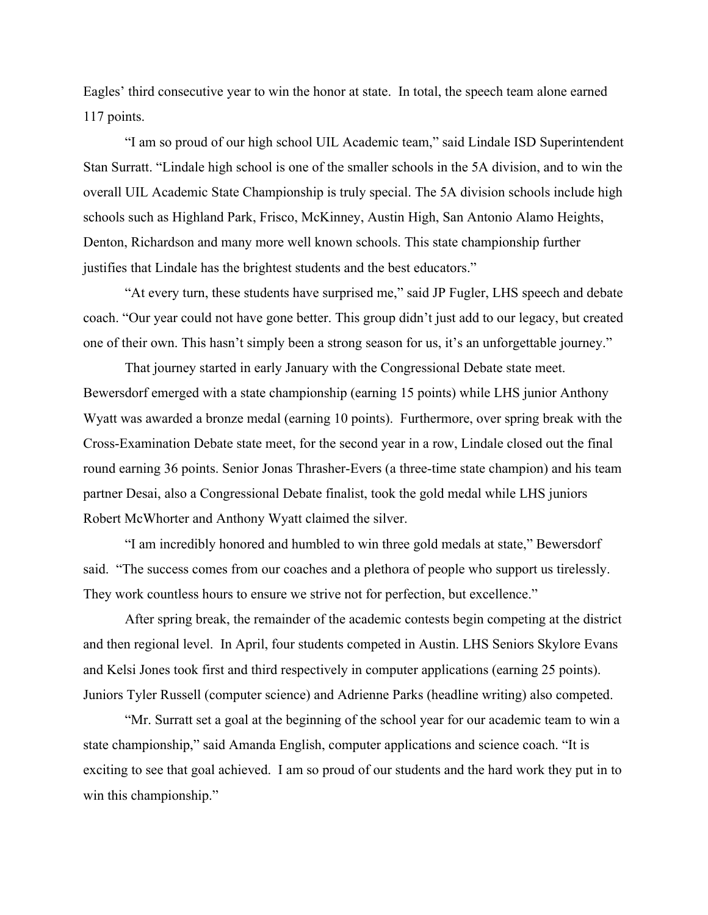Eagles' third consecutive year to win the honor at state. In total, the speech team alone earned 117 points.

"I am so proud of our high school UIL Academic team," said Lindale ISD Superintendent Stan Surratt. "Lindale high school is one of the smaller schools in the 5A division, and to win the overall UIL Academic State Championship is truly special. The 5A division schools include high schools such as Highland Park, Frisco, McKinney, Austin High, San Antonio Alamo Heights, Denton, Richardson and many more well known schools. This state championship further justifies that Lindale has the brightest students and the best educators."

"At every turn, these students have surprised me," said JP Fugler, LHS speech and debate coach. "Our year could not have gone better. This group didn't just add to our legacy, but created one of their own. This hasn't simply been a strong season for us, it's an unforgettable journey."

That journey started in early January with the Congressional Debate state meet. Bewersdorf emerged with a state championship (earning 15 points) while LHS junior Anthony Wyatt was awarded a bronze medal (earning 10 points). Furthermore, over spring break with the Cross-Examination Debate state meet, for the second year in a row, Lindale closed out the final round earning 36 points. Senior Jonas Thrasher-Evers (a three-time state champion) and his team partner Desai, also a Congressional Debate finalist, took the gold medal while LHS juniors Robert McWhorter and Anthony Wyatt claimed the silver.

"I am incredibly honored and humbled to win three gold medals at state," Bewersdorf said. "The success comes from our coaches and a plethora of people who support us tirelessly. They work countless hours to ensure we strive not for perfection, but excellence."

After spring break, the remainder of the academic contests begin competing at the district and then regional level. In April, four students competed in Austin. LHS Seniors Skylore Evans and Kelsi Jones took first and third respectively in computer applications (earning 25 points). Juniors Tyler Russell (computer science) and Adrienne Parks (headline writing) also competed.

"Mr. Surratt set a goal at the beginning of the school year for our academic team to win a state championship," said Amanda English, computer applications and science coach. "It is exciting to see that goal achieved. I am so proud of our students and the hard work they put in to win this championship."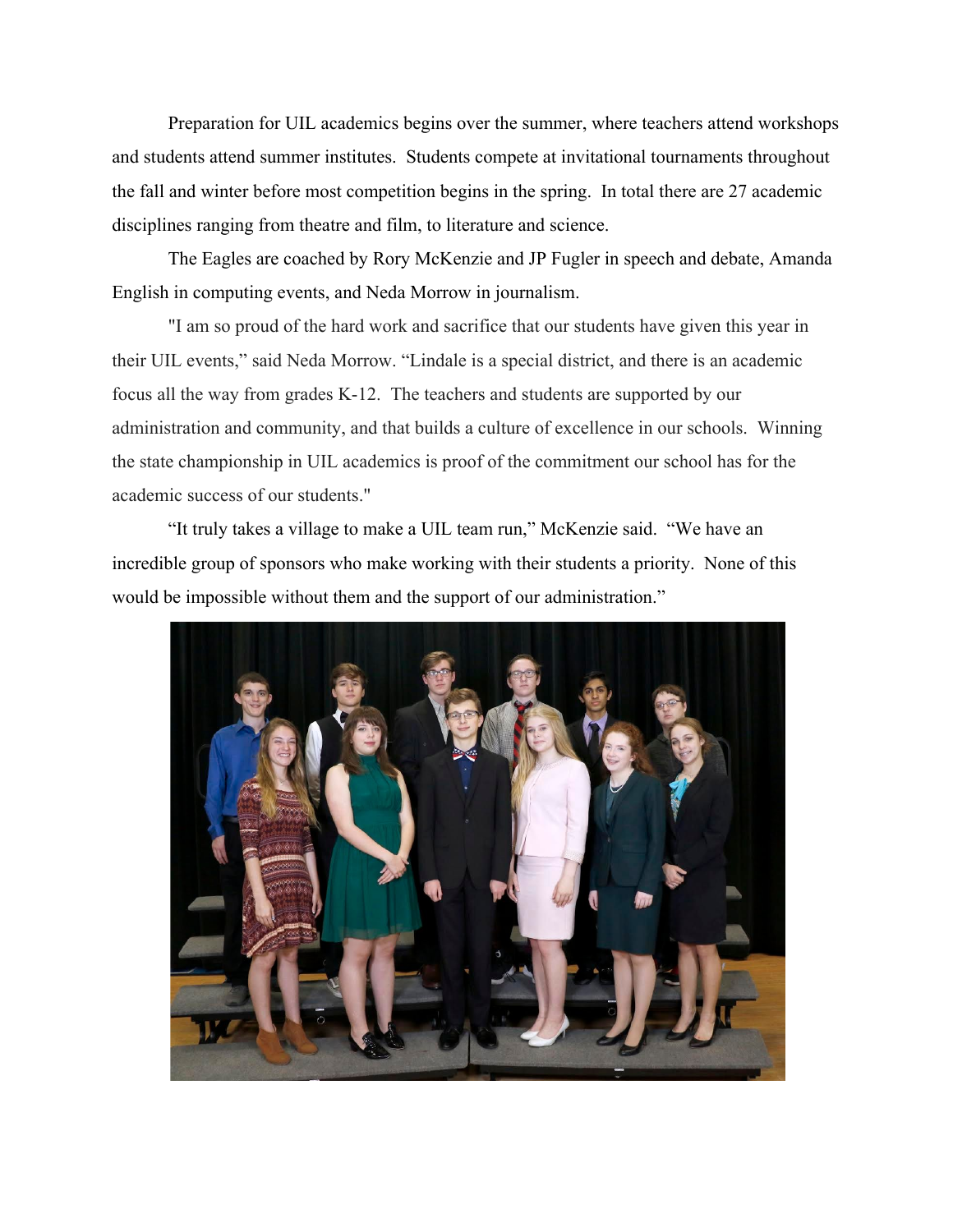Preparation for UIL academics begins over the summer, where teachers attend workshops and students attend summer institutes. Students compete at invitational tournaments throughout the fall and winter before most competition begins in the spring. In total there are 27 academic disciplines ranging from theatre and film, to literature and science.

The Eagles are coached by Rory McKenzie and JP Fugler in speech and debate, Amanda English in computing events, and Neda Morrow in journalism.

"I am so proud of the hard work and sacrifice that our students have given this year in their UIL events," said Neda Morrow. "Lindale is a special district, and there is an academic focus all the way from grades K-12. The teachers and students are supported by our administration and community, and that builds a culture of excellence in our schools. Winning the state championship in UIL academics is proof of the commitment our school has for the academic success of our students."

"It truly takes a village to make a UIL team run," McKenzie said. "We have an incredible group of sponsors who make working with their students a priority. None of this would be impossible without them and the support of our administration."